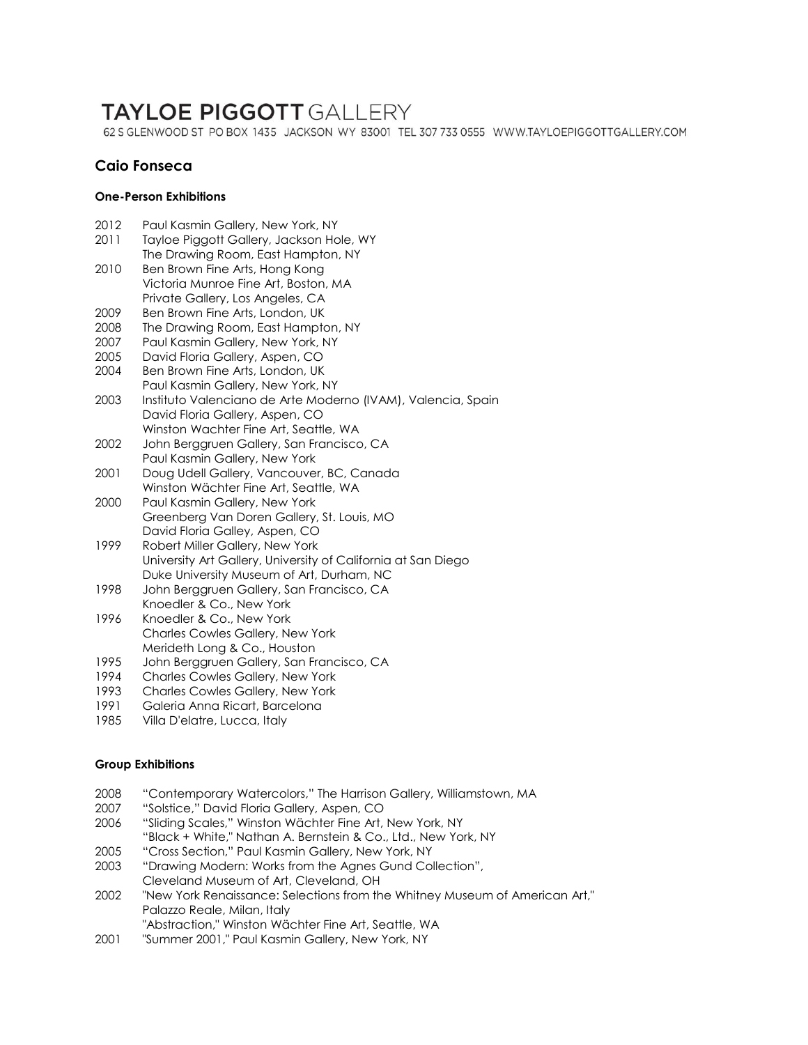# TAYLOE PIGGOTT GALLERY

62 S GLENWOOD ST PO BOX 1435 JACKSON WY 83001 TEL 307 733 0555 WWW.TAYLOEPIGGOTTGALLERY.COM

## Caio Fonseca

### One-Person Exhibitions

2012 Paul Kasmin Gallery, New York, NY
2011 Tayloe Piggott Gallery, Jackson Hole, WY
The Drawing Room, East Hampton, NY
2010 Ben Brown Fine Arts, Hong Kong
Victoria Munroe Fine Art, Boston, MA
Private Gallery, Los Angeles, CA
2009 Ben Brown Fine Arts, London, UK
2008 The Drawing Room, East Hampton, NY
2007 Paul Kasmin Gallery, New York, NY
2005 David Floria Gallery, Aspen, CO
2004 Ben Brown Fine Arts, London, UK
Paul Kasmin Gallery, New York, NY
2003 Instituto Valenciano de Arte Moderno (IVAM), Valencia, Spain
David Floria Gallery, Aspen, CO
Winston Wachter Fine Art, Seattle, WA
2002 John Berggruen Gallery, San Francisco, CA
Paul Kasmin Gallery, New York
2001 Doug Udell Gallery, Vancouver, BC, Canada
Winston Wächter Fine Art, Seattle, WA
2000 Paul Kasmin Gallery, New York
Greenberg Van Doren Gallery, St. Louis, MO
David Floria Galley, Aspen, CO
1999 Robert Miller Gallery, New York
University Art Gallery, University of California at San Diego
Duke University Museum of Art, Durham, NC
1998 John Berggruen Gallery, San Francisco, CA
Knoedler & Co., New York
1996 Knoedler & Co., New York
Charles Cowles Gallery, New York
Merideth Long & Co., Houston
1995 John Berggruen Gallery, San Francisco, CA
1994 Charles Cowles Gallery, New York
1993 Charles Cowles Gallery, New York
1991 Galeria Anna Ricart, Barcelona
1985 Villa D'elatre, Lucca, Italy

### Group Exhibitions

2008 "Contemporary Watercolors," The Harrison Gallery, Williamstown, MA
2007 "Solstice," David Floria Gallery, Aspen, CO
2006 "Sliding Scales," Winston Wächter Fine Art, New York, NY
"Black + White," Nathan A. Bernstein & Co., Ltd., New York, NY
2005 "Cross Section," Paul Kasmin Gallery, New York, NY
2003 "Drawing Modern: Works from the Agnes Gund Collection",
Cleveland Museum of Art, Cleveland, OH
2002 "New York Renaissance: Selections from the Whitney Museum of American Art,"
Palazzo Reale, Milan, Italy
"Abstraction," Winston Wächter Fine Art, Seattle, WA
2001 "Summer 2001," Paul Kasmin Gallery, New York, NY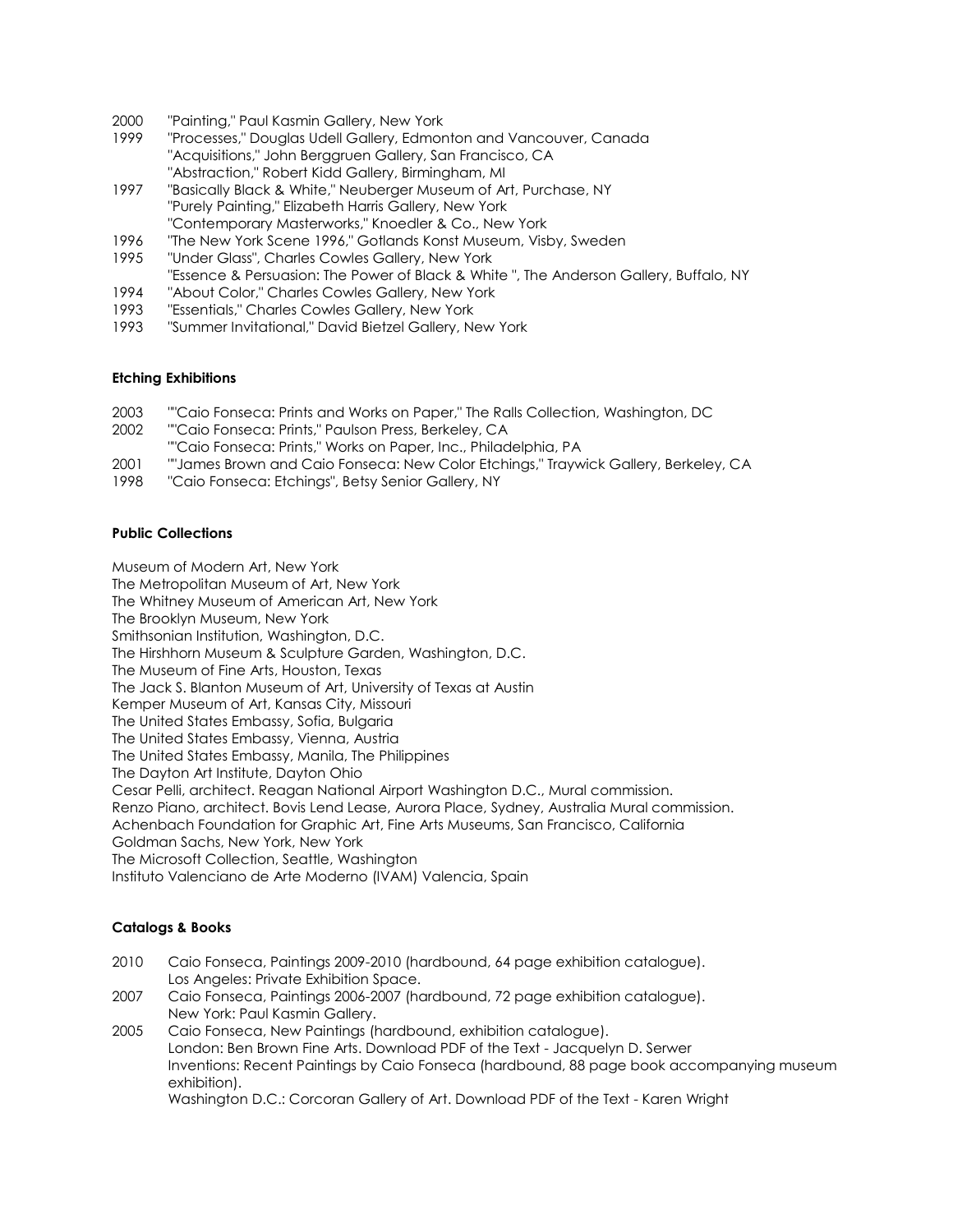2000 "Painting," Paul Kasmin Gallery, New York

1999 "Processes," Douglas Udell Gallery, Edmonton and Vancouver, Canada
"Acquisitions," John Berggruen Gallery, San Francisco, CA
"Abstraction," Robert Kidd Gallery, Birmingham, MI

1997 "Basically Black & White," Neuberger Museum of Art, Purchase, NY
"Purely Painting," Elizabeth Harris Gallery, New York
"Contemporary Masterworks," Knoedler & Co., New York

1996 "The New York Scene 1996," Gotlands Konst Museum, Visby, Sweden

1995 "Under Glass", Charles Cowles Gallery, New York
"Essence & Persuasion: The Power of Black & White ", The Anderson Gallery, Buffalo, NY

1994 "About Color," Charles Cowles Gallery, New York

1993 "Essentials," Charles Cowles Gallery, New York

1993 "Summer Invitational," David Bietzel Gallery, New York

**Etching Exhibitions**

2003 ""Caio Fonseca: Prints and Works on Paper," The Ralls Collection, Washington, DC

2002 ""Caio Fonseca: Prints," Paulson Press, Berkeley, CA
""Caio Fonseca: Prints," Works on Paper, Inc., Philadelphia, PA

2001 ""James Brown and Caio Fonseca: New Color Etchings," Traywick Gallery, Berkeley, CA

1998 "Caio Fonseca: Etchings", Betsy Senior Gallery, NY

**Public Collections**

Museum of Modern Art, New York
The Metropolitan Museum of Art, New York
The Whitney Museum of American Art, New York
The Brooklyn Museum, New York
Smithsonian Institution, Washington, D.C.
The Hirshhorn Museum & Sculpture Garden, Washington, D.C.
The Museum of Fine Arts, Houston, Texas
The Jack S. Blanton Museum of Art, University of Texas at Austin
Kemper Museum of Art, Kansas City, Missouri
The United States Embassy, Sofia, Bulgaria
The United States Embassy, Vienna, Austria
The United States Embassy, Manila, The Philippines
The Dayton Art Institute, Dayton Ohio
Cesar Pelli, architect. Reagan National Airport Washington D.C., Mural commission.
Renzo Piano, architect. Bovis Lend Lease, Aurora Place, Sydney, Australia Mural commission.
Achenbach Foundation for Graphic Art, Fine Arts Museums, San Francisco, California
Goldman Sachs, New York, New York
The Microsoft Collection, Seattle, Washington
Instituto Valenciano de Arte Moderno (IVAM) Valencia, Spain

**Catalogs & Books**

2010 Caio Fonseca, Paintings 2009-2010 (hardbound, 64 page exhibition catalogue).
Los Angeles: Private Exhibition Space.

2007 Caio Fonseca, Paintings 2006-2007 (hardbound, 72 page exhibition catalogue).
New York: Paul Kasmin Gallery.

2005 Caio Fonseca, New Paintings (hardbound, exhibition catalogue).
London: Ben Brown Fine Arts. Download PDF of the Text - Jacquelyn D. Serwer
Inventions: Recent Paintings by Caio Fonseca (hardbound, 88 page book accompanying museum exhibition).
Washington D.C.: Corcoran Gallery of Art. Download PDF of the Text - Karen Wright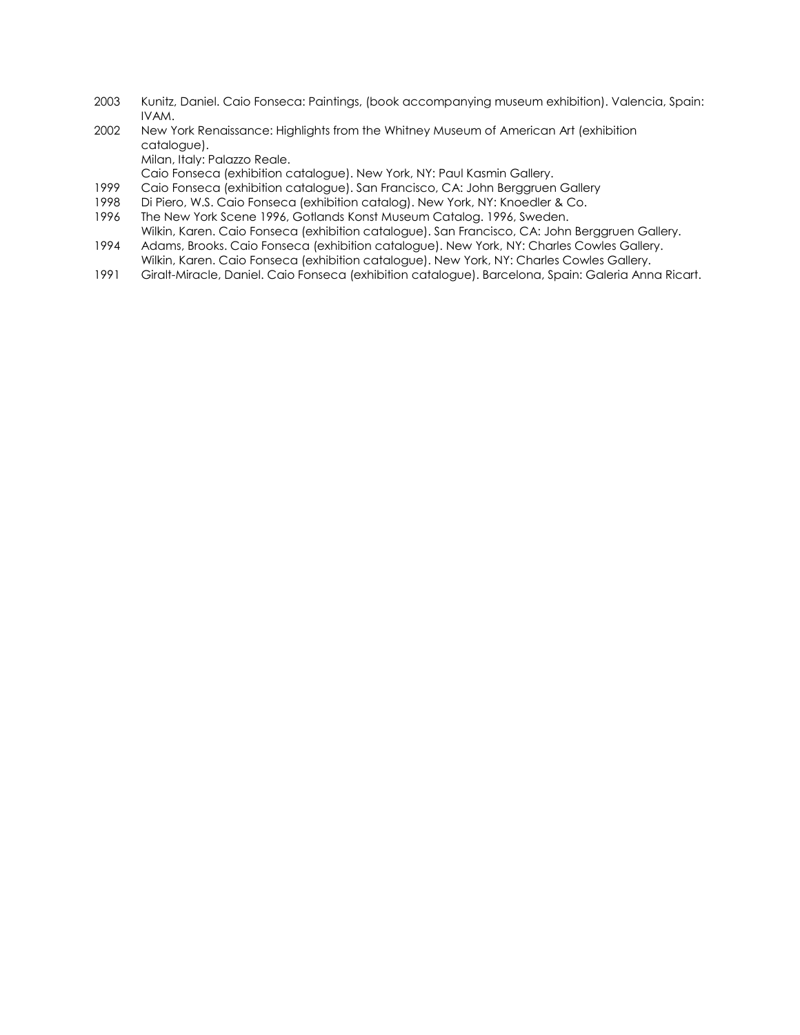2003 Kunitz, Daniel. Caio Fonseca: Paintings, (book accompanying museum exhibition). Valencia, Spain: IVAM.

2002 New York Renaissance: Highlights from the Whitney Museum of American Art (exhibition catalogue).
Milan, Italy: Palazzo Reale.
Caio Fonseca (exhibition catalogue). New York, NY: Paul Kasmin Gallery.

1999 Caio Fonseca (exhibition catalogue). San Francisco, CA: John Berggruen Gallery

1998 Di Piero, W.S. Caio Fonseca (exhibition catalog). New York, NY: Knoedler & Co.

1996 The New York Scene 1996, Gotlands Konst Museum Catalog. 1996, Sweden.
Wilkin, Karen. Caio Fonseca (exhibition catalogue). San Francisco, CA: John Berggruen Gallery.

1994 Adams, Brooks. Caio Fonseca (exhibition catalogue). New York, NY: Charles Cowles Gallery.
Wilkin, Karen. Caio Fonseca (exhibition catalogue). New York, NY: Charles Cowles Gallery.

1991 Giralt-Miracle, Daniel. Caio Fonseca (exhibition catalogue). Barcelona, Spain: Galeria Anna Ricart.